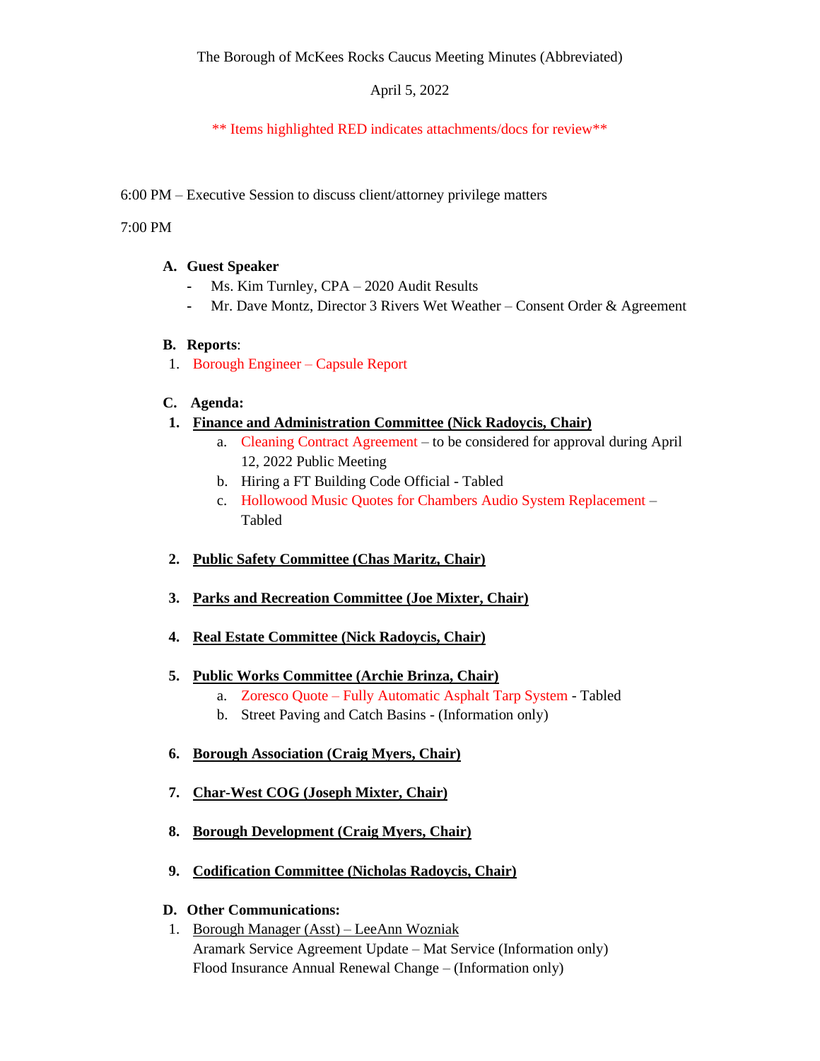The Borough of McKees Rocks Caucus Meeting Minutes (Abbreviated)

April 5, 2022

** Items highlighted RED indicates attachments/docs for review**

6:00 PM – Executive Session to discuss client/attorney privilege matters

7:00 PM

**A. Guest Speaker**

- Ms. Kim Turnley, CPA – 2020 Audit Results
- Mr. Dave Montz, Director 3 Rivers Wet Weather – Consent Order & Agreement

**B. Reports**:

1. Borough Engineer – Capsule Report

**C. Agenda:**

1. **Finance and Administration Committee (Nick Radoycis, Chair)**
   a. Cleaning Contract Agreement – to be considered for approval during April 12, 2022 Public Meeting
   b. Hiring a FT Building Code Official - Tabled
   c. Hollowood Music Quotes for Chambers Audio System Replacement – Tabled

2. **Public Safety Committee (Chas Maritz, Chair)**

3. **Parks and Recreation Committee (Joe Mixter, Chair)**

4. **Real Estate Committee (Nick Radoycis, Chair)**

5. **Public Works Committee (Archie Brinza, Chair)**
   a. Zoresco Quote – Fully Automatic Asphalt Tarp System - Tabled
   b. Street Paving and Catch Basins - (Information only)

6. **Borough Association (Craig Myers, Chair)**

7. **Char-West COG (Joseph Mixter, Chair)**

8. **Borough Development (Craig Myers, Chair)**

9. **Codification Committee (Nicholas Radoycis, Chair)**

**D. Other Communications:**

1. Borough Manager (Asst) – LeeAnn Wozniak
   Aramark Service Agreement Update – Mat Service (Information only)
   Flood Insurance Annual Renewal Change – (Information only)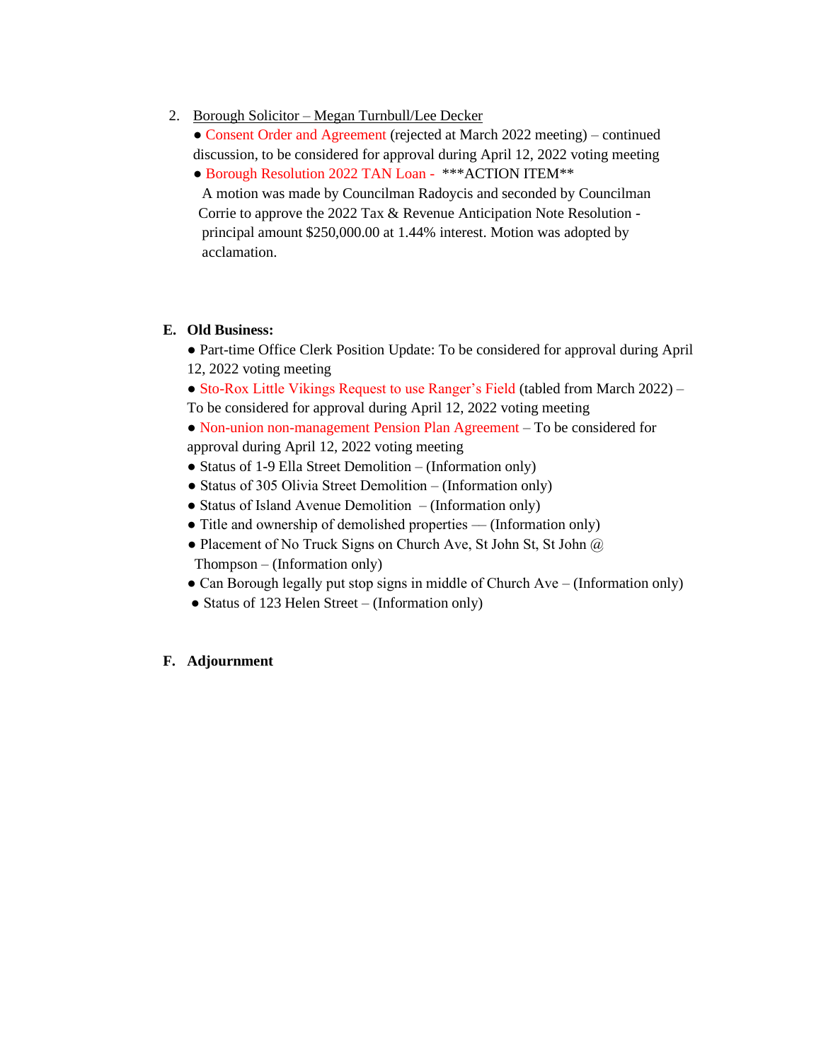2. Borough Solicitor – Megan Turnbull/Lee Decker
   - Consent Order and Agreement (rejected at March 2022 meeting) – continued discussion, to be considered for approval during April 12, 2022 voting meeting
   - Borough Resolution 2022 TAN Loan - ***ACTION ITEM**

     A motion was made by Councilman Radoycis and seconded by Councilman Corrie to approve the 2022 Tax & Revenue Anticipation Note Resolution - principal amount $250,000.00 at 1.44% interest. Motion was adopted by acclamation.

**E. Old Business:**

- Part-time Office Clerk Position Update: To be considered for approval during April 12, 2022 voting meeting
- Sto-Rox Little Vikings Request to use Ranger's Field (tabled from March 2022) – To be considered for approval during April 12, 2022 voting meeting
- Non-union non-management Pension Plan Agreement – To be considered for approval during April 12, 2022 voting meeting
- Status of 1-9 Ella Street Demolition – (Information only)
- Status of 305 Olivia Street Demolition – (Information only)
- Status of Island Avenue Demolition – (Information only)
- Title and ownership of demolished properties — (Information only)
- Placement of No Truck Signs on Church Ave, St John St, St John @ Thompson – (Information only)
- Can Borough legally put stop signs in middle of Church Ave – (Information only)
- Status of 123 Helen Street – (Information only)

**F. Adjournment**